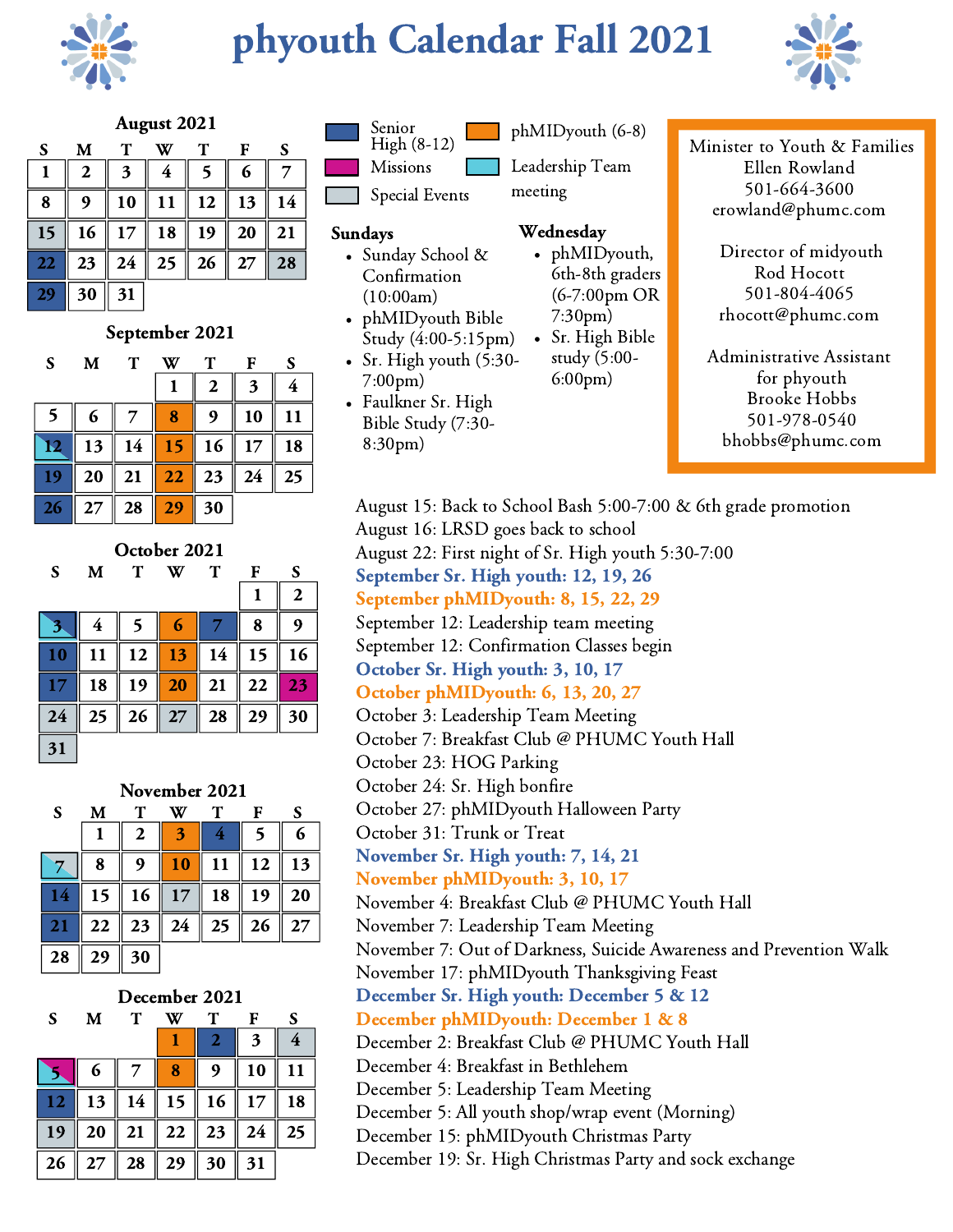# phyouth Calendar Fall 2021

## August 2021

| S | M | T | W | T | F | S |
|---|---|---|---|---|---|---|
| 1 | 2 | 3 | 4 | 5 | 6 | 7 |
| 8 | 9 | 10 | 11 | 12 | 13 | 14 |
| 15 | 16 | 17 | 18 | 19 | 20 | 21 |
| 22 | 23 | 24 | 25 | 26 | 27 | 28 |
| 29 | 30 | 31 | | | | |

## September 2021

| S | M | T | W | T | F | S |
|---|---|---|---|---|---|---|
| | | | 1 | 2 | 3 | 4 |
| 5 | 6 | 7 | 8 | 9 | 10 | 11 |
| 12 | 13 | 14 | 15 | 16 | 17 | 18 |
| 19 | 20 | 21 | 22 | 23 | 24 | 25 |
| 26 | 27 | 28 | 29 | 30 | | |

## October 2021

| S | M | T | W | T | F | S |
|---|---|---|---|---|---|---|
| | | | | | 1 | 2 |
| 3 | 4 | 5 | 6 | 7 | 8 | 9 |
| 10 | 11 | 12 | 13 | 14 | 15 | 16 |
| 17 | 18 | 19 | 20 | 21 | 22 | 23 |
| 24 | 25 | 26 | 27 | 28 | 29 | 30 |
| 31 | | | | | | |

## November 2021

| S | M | T | W | T | F | S |
|---|---|---|---|---|---|---|
| | 1 | 2 | 3 | 4 | 5 | 6 |
| 7 | 8 | 9 | 10 | 11 | 12 | 13 |
| 14 | 15 | 16 | 17 | 18 | 19 | 20 |
| 21 | 22 | 23 | 24 | 25 | 26 | 27 |
| 28 | 29 | 30 | | | | |

## December 2021

| S | M | T | W | T | F | S |
|---|---|---|---|---|---|---|
| | | | 1 | 2 | 3 | 4 |
| 5 | 6 | 7 | 8 | 9 | 10 | 11 |
| 12 | 13 | 14 | 15 | 16 | 17 | 18 |
| 19 | 20 | 21 | 22 | 23 | 24 | 25 |
| 26 | 27 | 28 | 29 | 30 | 31 | |

**Legend:** Senior High (8-12) · Missions · Special Events · phMIDyouth (6-8) · Leadership Team meeting

### Sundays

- Sunday School & Confirmation (10:00am)
- phMIDyouth Bible Study (4:00-5:15pm)
- Sr. High youth (5:30-7:00pm)
- Faulkner Sr. High Bible Study (7:30-8:30pm)

### Wednesday

- phMIDyouth, 6th-8th graders (6-7:00pm OR 7:30pm)
- Sr. High Bible study (5:00-6:00pm)

Minister to Youth & Families
Ellen Rowland
501-664-3600
erowland@phumc.com

Director of midyouth
Rod Hocott
501-804-4065
rhocott@phumc.com

Administrative Assistant for phyouth
Brooke Hobbs
501-978-0540
bhobbs@phumc.com

August 15: Back to School Bash 5:00-7:00 & 6th grade promotion
August 16: LRSD goes back to school
August 22: First night of Sr. High youth 5:30-7:00
**September Sr. High youth: 12, 19, 26**
**September phMIDyouth: 8, 15, 22, 29**
September 12: Leadership team meeting
September 12: Confirmation Classes begin
**October Sr. High youth: 3, 10, 17**
**October phMIDyouth: 6, 13, 20, 27**
October 3: Leadership Team Meeting
October 7: Breakfast Club @ PHUMC Youth Hall
October 23: HOG Parking
October 24: Sr. High bonfire
October 27: phMIDyouth Halloween Party
October 31: Trunk or Treat
**November Sr. High youth: 7, 14, 21**
**November phMIDyouth: 3, 10, 17**
November 4: Breakfast Club @ PHUMC Youth Hall
November 7: Leadership Team Meeting
November 7: Out of Darkness, Suicide Awareness and Prevention Walk
November 17: phMIDyouth Thanksgiving Feast
**December Sr. High youth: December 5 & 12**
**December phMIDyouth: December 1 & 8**
December 2: Breakfast Club @ PHUMC Youth Hall
December 4: Breakfast in Bethlehem
December 5: Leadership Team Meeting
December 5: All youth shop/wrap event (Morning)
December 15: phMIDyouth Christmas Party
December 19: Sr. High Christmas Party and sock exchange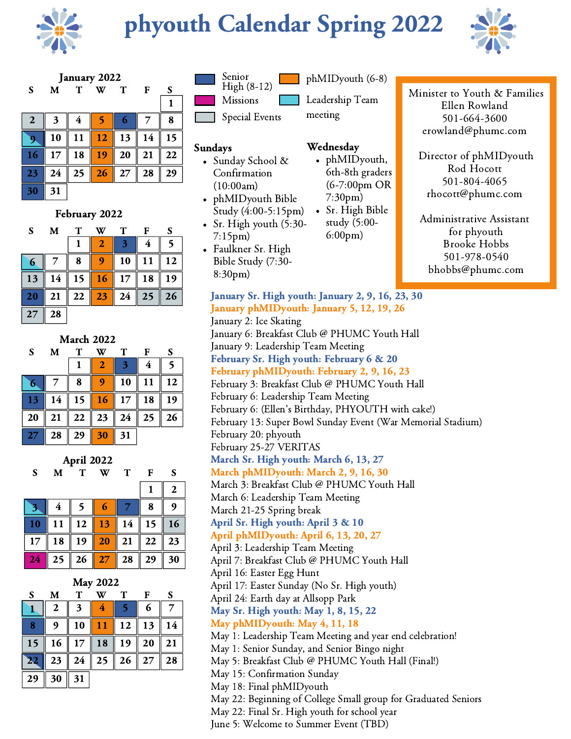# phyouth Calendar Spring 2022

### January 2022

| S | M | T | W | T | F | S |
|---|---|---|---|---|---|---|
| | | | | | | 1 |
| 2 | 3 | 4 | 5 | 6 | 7 | 8 |
| 9 | 10 | 11 | 12 | 13 | 14 | 15 |
| 16 | 17 | 18 | 19 | 20 | 21 | 22 |
| 23 | 24 | 25 | 26 | 27 | 28 | 29 |
| 30 | 31 | | | | | |

### February 2022

| S | M | T | W | T | F | S |
|---|---|---|---|---|---|---|
| | | 1 | 2 | 3 | 4 | 5 |
| 6 | 7 | 8 | 9 | 10 | 11 | 12 |
| 13 | 14 | 15 | 16 | 17 | 18 | 19 |
| 20 | 21 | 22 | 23 | 24 | 25 | 26 |
| 27 | 28 | | | | | |

### March 2022

| S | M | T | W | T | F | S |
|---|---|---|---|---|---|---|
| | | 1 | 2 | 3 | 4 | 5 |
| 6 | 7 | 8 | 9 | 10 | 11 | 12 |
| 13 | 14 | 15 | 16 | 17 | 18 | 19 |
| 20 | 21 | 22 | 23 | 24 | 25 | 26 |
| 27 | 28 | 29 | 30 | 31 | | |

### April 2022

| S | M | T | W | T | F | S |
|---|---|---|---|---|---|---|
| | | | | | 1 | 2 |
| 3 | 4 | 5 | 6 | 7 | 8 | 9 |
| 10 | 11 | 12 | 13 | 14 | 15 | 16 |
| 17 | 18 | 19 | 20 | 21 | 22 | 23 |
| 24 | 25 | 26 | 27 | 28 | 29 | 30 |

### May 2022

| S | M | T | W | T | F | S |
|---|---|---|---|---|---|---|
| 1 | 2 | 3 | 4 | 5 | 6 | 7 |
| 8 | 9 | 10 | 11 | 12 | 13 | 14 |
| 15 | 16 | 17 | 18 | 19 | 20 | 21 |
| 22 | 23 | 24 | 25 | 26 | 27 | 28 |
| 29 | 30 | 31 | | | | |

Senior High (8-12)
Missions
Special Events
phMIDyouth (6-8)
Leadership Team meeting

**Minister to Youth & Families**
Ellen Rowland
501-664-3600
erowland@phumc.com

**Director of phMIDyouth**
Rod Hocott
501-804-4065
rhocott@phumc.com

**Administrative Assistant for phyouth**
Brooke Hobbs
501-978-0540
bhobbs@phumc.com

### Sundays

- Sunday School & Confirmation (10:00am)
- phMIDyouth Bible Study (4:00-5:15pm)
- Sr. High youth (5:30-7:15pm)
- Faulkner Sr. High Bible Study (7:30-8:30pm)

### Wednesday

- phMIDyouth, 6th-8th graders (6-7:00pm OR 7:30pm)
- Sr. High Bible study (5:00-6:00pm)

**January Sr. High youth: January 2, 9, 16, 23, 30**
**January phMIDyouth: January 5, 12, 19, 26**
January 2: Ice Skating
January 6: Breakfast Club @ PHUMC Youth Hall
January 9: Leadership Team Meeting
**February Sr. High youth: February 6 & 20**
**February phMIDyouth: February 2, 9, 16, 23**
February 3: Breakfast Club @ PHUMC Youth Hall
February 6: Leadership Team Meeting
February 6: (Ellen's Birthday, PHYOUTH with cake!)
February 13: Super Bowl Sunday Event (War Memorial Stadium)
February 20: phyouth
February 25-27 VERITAS
**March Sr. High youth: March 6, 13, 27**
**March phMIDyouth: March 2, 9, 16, 30**
March 3: Breakfast Club @ PHUMC Youth Hall
March 6: Leadership Team Meeting
March 21-25 Spring break
**April Sr. High youth: April 3 & 10**
**April phMIDyouth: April 6, 13, 20, 27**
April 3: Leadership Team Meeting
April 7: Breakfast Club @ PHUMC Youth Hall
April 16: Easter Egg Hunt
April 17: Easter Sunday (No Sr. High youth)
April 24: Earth day at Allsopp Park
**May Sr. High youth: May 1, 8, 15, 22**
**May phMIDyouth: May 4, 11, 18**
May 1: Leadership Team Meeting and year end celebration!
May 1: Senior Sunday, and Senior Bingo night
May 5: Breakfast Club @ PHUMC Youth Hall (Final!)
May 15: Confirmation Sunday
May 18: Final phMIDyouth
May 22: Beginning of College Small group for Graduated Seniors
May 22: Final Sr. High youth for school year
June 5: Welcome to Summer Event (TBD)